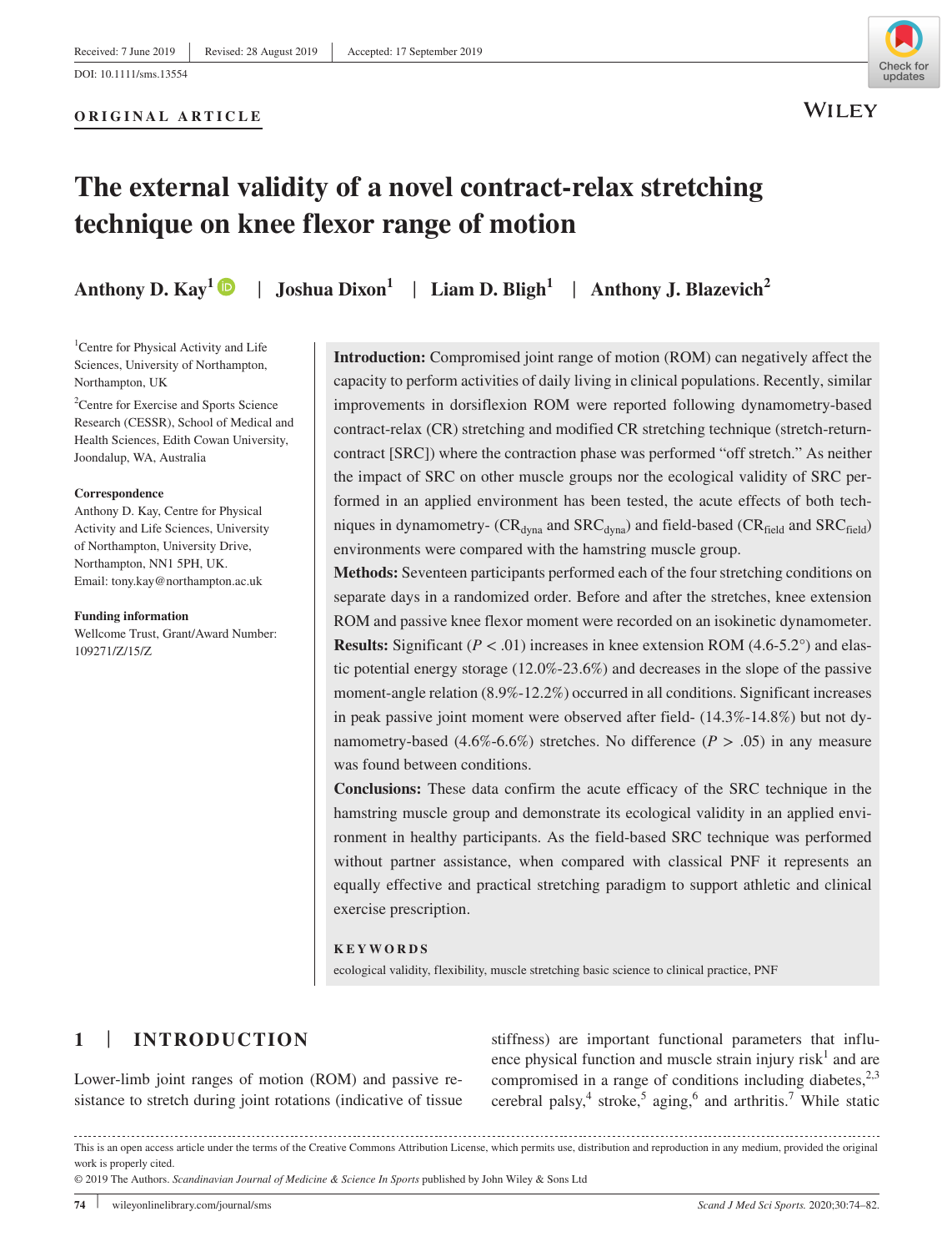Received: 7 June 2019 | Revised: 28 August 2019 | Accepted: 17 September 2019

DOI: 10.1111/sms.13554

**ORIGINAL ARTICLE**

# The external validity of a novel contract-relax stretching technique on knee flexor range of motion

**Anthony D. Kay[1] | Joshua Dixon[1] | Liam D. Bligh[1] | Anthony J. Blazevich[2]**

[1]Centre for Physical Activity and Life Sciences, University of Northampton, Northampton, UK

[2]Centre for Exercise and Sports Science Research (CESSR), School of Medical and Health Sciences, Edith Cowan University, Joondalup, WA, Australia

**Correspondence**
Anthony D. Kay, Centre for Physical Activity and Life Sciences, University of Northampton, University Drive, Northampton, NN1 5PH, UK.
Email: tony.kay@northampton.ac.uk

**Funding information**
Wellcome Trust, Grant/Award Number: 109271/Z/15/Z

**Introduction:** Compromised joint range of motion (ROM) can negatively affect the capacity to perform activities of daily living in clinical populations. Recently, similar improvements in dorsiflexion ROM were reported following dynamometry-based contract-relax (CR) stretching and modified CR stretching technique (stretch-return-contract [SRC]) where the contraction phase was performed "off stretch." As neither the impact of SRC on other muscle groups nor the ecological validity of SRC performed in an applied environment has been tested, the acute effects of both techniques in dynamometry- ($CR_{dyna}$ and $SRC_{dyna}$) and field-based ($CR_{field}$ and $SRC_{field}$) environments were compared with the hamstring muscle group.

**Methods:** Seventeen participants performed each of the four stretching conditions on separate days in a randomized order. Before and after the stretches, knee extension ROM and passive knee flexor moment were recorded on an isokinetic dynamometer.

**Results:** Significant ($P < .01$) increases in knee extension ROM (4.6-5.2°) and elastic potential energy storage (12.0%-23.6%) and decreases in the slope of the passive moment-angle relation (8.9%-12.2%) occurred in all conditions. Significant increases in peak passive joint moment were observed after field- (14.3%-14.8%) but not dynamometry-based (4.6%-6.6%) stretches. No difference ($P > .05$) in any measure was found between conditions.

**Conclusions:** These data confirm the acute efficacy of the SRC technique in the hamstring muscle group and demonstrate its ecological validity in an applied environment in healthy participants. As the field-based SRC technique was performed without partner assistance, when compared with classical PNF it represents an equally effective and practical stretching paradigm to support athletic and clinical exercise prescription.

**KEYWORDS**

ecological validity, flexibility, muscle stretching basic science to clinical practice, PNF

## 1 | INTRODUCTION

Lower-limb joint ranges of motion (ROM) and passive resistance to stretch during joint rotations (indicative of tissue stiffness) are important functional parameters that influence physical function and muscle strain injury risk[1] and are compromised in a range of conditions including diabetes,[2,3] cerebral palsy,[4] stroke,[5] aging,[6] and arthritis.[7] While static

This is an open access article under the terms of the Creative Commons Attribution License, which permits use, distribution and reproduction in any medium, provided the original work is properly cited.

© 2019 The Authors. *Scandinavian Journal of Medicine & Science In Sports* published by John Wiley & Sons Ltd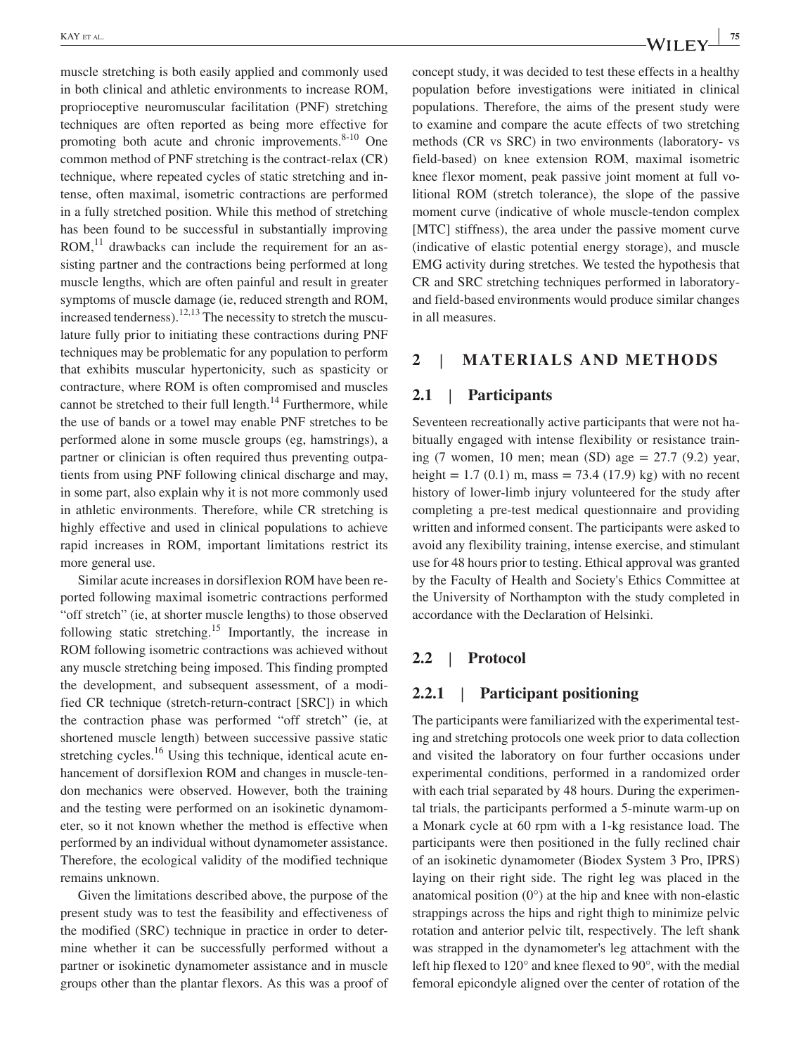muscle stretching is both easily applied and commonly used in both clinical and athletic environments to increase ROM, proprioceptive neuromuscular facilitation (PNF) stretching techniques are often reported as being more effective for promoting both acute and chronic improvements.[8-10] One common method of PNF stretching is the contract-relax (CR) technique, where repeated cycles of static stretching and intense, often maximal, isometric contractions are performed in a fully stretched position. While this method of stretching has been found to be successful in substantially improving ROM,[11] drawbacks can include the requirement for an assisting partner and the contractions being performed at long muscle lengths, which are often painful and result in greater symptoms of muscle damage (ie, reduced strength and ROM, increased tenderness).[12,13] The necessity to stretch the musculature fully prior to initiating these contractions during PNF techniques may be problematic for any population to perform that exhibits muscular hypertonicity, such as spasticity or contracture, where ROM is often compromised and muscles cannot be stretched to their full length.[14] Furthermore, while the use of bands or a towel may enable PNF stretches to be performed alone in some muscle groups (eg, hamstrings), a partner or clinician is often required thus preventing outpatients from using PNF following clinical discharge and may, in some part, also explain why it is not more commonly used in athletic environments. Therefore, while CR stretching is highly effective and used in clinical populations to achieve rapid increases in ROM, important limitations restrict its more general use.

Similar acute increases in dorsiflexion ROM have been reported following maximal isometric contractions performed "off stretch" (ie, at shorter muscle lengths) to those observed following static stretching.[15] Importantly, the increase in ROM following isometric contractions was achieved without any muscle stretching being imposed. This finding prompted the development, and subsequent assessment, of a modified CR technique (stretch-return-contract [SRC]) in which the contraction phase was performed "off stretch" (ie, at shortened muscle length) between successive passive static stretching cycles.[16] Using this technique, identical acute enhancement of dorsiflexion ROM and changes in muscle-tendon mechanics were observed. However, both the training and the testing were performed on an isokinetic dynamometer, so it not known whether the method is effective when performed by an individual without dynamometer assistance. Therefore, the ecological validity of the modified technique remains unknown.

Given the limitations described above, the purpose of the present study was to test the feasibility and effectiveness of the modified (SRC) technique in practice in order to determine whether it can be successfully performed without a partner or isokinetic dynamometer assistance and in muscle groups other than the plantar flexors. As this was a proof of concept study, it was decided to test these effects in a healthy population before investigations were initiated in clinical populations. Therefore, the aims of the present study were to examine and compare the acute effects of two stretching methods (CR vs SRC) in two environments (laboratory- vs field-based) on knee extension ROM, maximal isometric knee flexor moment, peak passive joint moment at full volitional ROM (stretch tolerance), the slope of the passive moment curve (indicative of whole muscle-tendon complex [MTC] stiffness), the area under the passive moment curve (indicative of elastic potential energy storage), and muscle EMG activity during stretches. We tested the hypothesis that CR and SRC stretching techniques performed in laboratory- and field-based environments would produce similar changes in all measures.

## 2 | MATERIALS AND METHODS

### 2.1 | Participants

Seventeen recreationally active participants that were not habitually engaged with intense flexibility or resistance training (7 women, 10 men; mean (SD) age = 27.7 (9.2) year, height = 1.7 (0.1) m, mass = 73.4 (17.9) kg) with no recent history of lower-limb injury volunteered for the study after completing a pre-test medical questionnaire and providing written and informed consent. The participants were asked to avoid any flexibility training, intense exercise, and stimulant use for 48 hours prior to testing. Ethical approval was granted by the Faculty of Health and Society's Ethics Committee at the University of Northampton with the study completed in accordance with the Declaration of Helsinki.

### 2.2 | Protocol

#### 2.2.1 | Participant positioning

The participants were familiarized with the experimental testing and stretching protocols one week prior to data collection and visited the laboratory on four further occasions under experimental conditions, performed in a randomized order with each trial separated by 48 hours. During the experimental trials, the participants performed a 5-minute warm-up on a Monark cycle at 60 rpm with a 1-kg resistance load. The participants were then positioned in the fully reclined chair of an isokinetic dynamometer (Biodex System 3 Pro, IPRS) laying on their right side. The right leg was placed in the anatomical position (0°) at the hip and knee with non-elastic strappings across the hips and right thigh to minimize pelvic rotation and anterior pelvic tilt, respectively. The left shank was strapped in the dynamometer's leg attachment with the left hip flexed to 120° and knee flexed to 90°, with the medial femoral epicondyle aligned over the center of rotation of the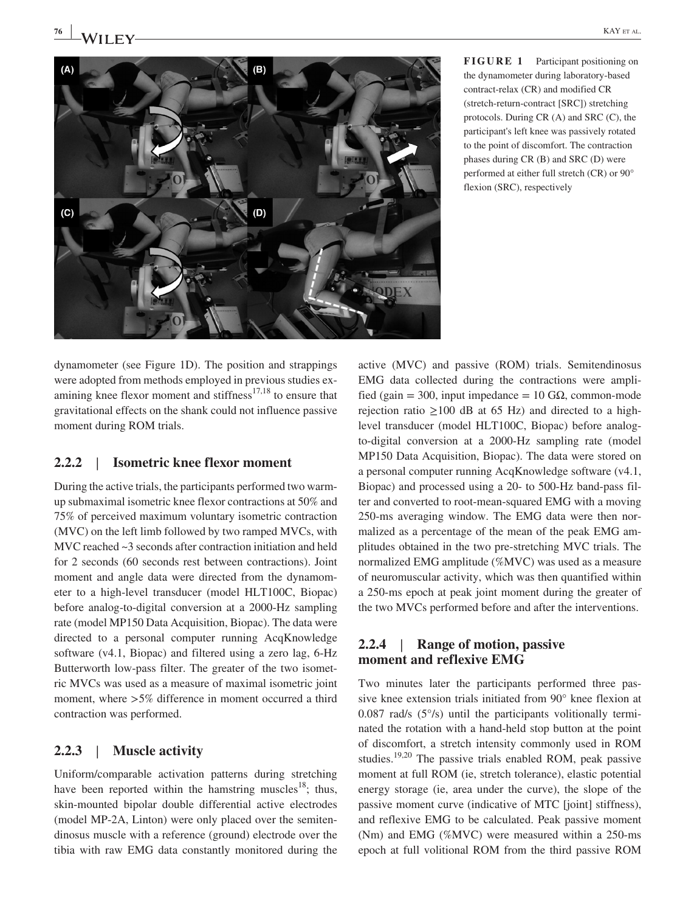**FIGURE 1** Participant positioning on the dynamometer during laboratory-based contract-relax (CR) and modified CR (stretch-return-contract [SRC]) stretching protocols. During CR (A) and SRC (C), the participant's left knee was passively rotated to the point of discomfort. The contraction phases during CR (B) and SRC (D) were performed at either full stretch (CR) or 90° flexion (SRC), respectively

dynamometer (see Figure 1D). The position and strappings were adopted from methods employed in previous studies examining knee flexor moment and stiffness[17,18] to ensure that gravitational effects on the shank could not influence passive moment during ROM trials.

### 2.2.2 | Isometric knee flexor moment

During the active trials, the participants performed two warm-up submaximal isometric knee flexor contractions at 50% and 75% of perceived maximum voluntary isometric contraction (MVC) on the left limb followed by two ramped MVCs, with MVC reached ~3 seconds after contraction initiation and held for 2 seconds (60 seconds rest between contractions). Joint moment and angle data were directed from the dynamometer to a high-level transducer (model HLT100C, Biopac) before analog-to-digital conversion at a 2000-Hz sampling rate (model MP150 Data Acquisition, Biopac). The data were directed to a personal computer running AcqKnowledge software (v4.1, Biopac) and filtered using a zero lag, 6-Hz Butterworth low-pass filter. The greater of the two isometric MVCs was used as a measure of maximal isometric joint moment, where >5% difference in moment occurred a third contraction was performed.

### 2.2.3 | Muscle activity

Uniform/comparable activation patterns during stretching have been reported within the hamstring muscles[18]; thus, skin-mounted bipolar double differential active electrodes (model MP-2A, Linton) were only placed over the semitendinosus muscle with a reference (ground) electrode over the tibia with raw EMG data constantly monitored during the active (MVC) and passive (ROM) trials. Semitendinosus EMG data collected during the contractions were amplified (gain = 300, input impedance = 10 GΩ, common-mode rejection ratio ≥100 dB at 65 Hz) and directed to a high-level transducer (model HLT100C, Biopac) before analog-to-digital conversion at a 2000-Hz sampling rate (model MP150 Data Acquisition, Biopac). The data were stored on a personal computer running AcqKnowledge software (v4.1, Biopac) and processed using a 20- to 500-Hz band-pass filter and converted to root-mean-squared EMG with a moving 250-ms averaging window. The EMG data were then normalized as a percentage of the mean of the peak EMG amplitudes obtained in the two pre-stretching MVC trials. The normalized EMG amplitude (%MVC) was used as a measure of neuromuscular activity, which was then quantified within a 250-ms epoch at peak joint moment during the greater of the two MVCs performed before and after the interventions.

### 2.2.4 | Range of motion, passive moment and reflexive EMG

Two minutes later the participants performed three passive knee extension trials initiated from 90° knee flexion at 0.087 rad/s (5°/s) until the participants volitionally terminated the rotation with a hand-held stop button at the point of discomfort, a stretch intensity commonly used in ROM studies.[19,20] The passive trials enabled ROM, peak passive moment at full ROM (ie, stretch tolerance), elastic potential energy storage (ie, area under the curve), the slope of the passive moment curve (indicative of MTC [joint] stiffness), and reflexive EMG to be calculated. Peak passive moment (Nm) and EMG (%MVC) were measured within a 250-ms epoch at full volitional ROM from the third passive ROM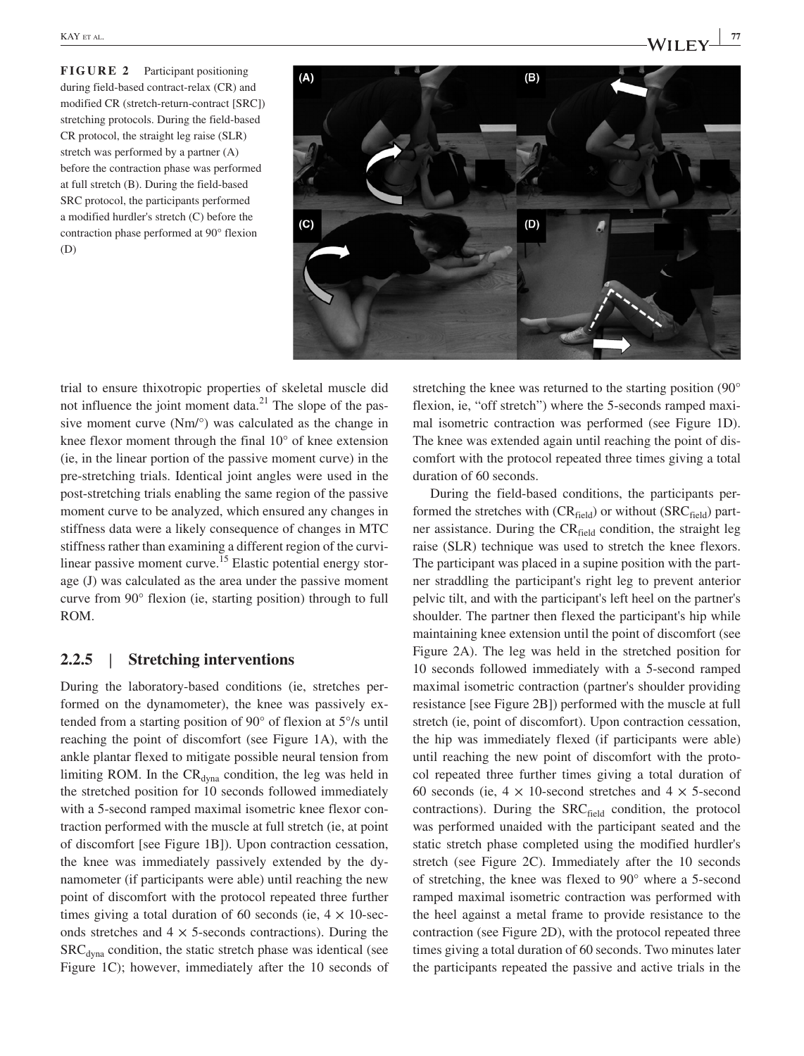**FIGURE 2** Participant positioning during field-based contract-relax (CR) and modified CR (stretch-return-contract [SRC]) stretching protocols. During the field-based CR protocol, the straight leg raise (SLR) stretch was performed by a partner (A) before the contraction phase was performed at full stretch (B). During the field-based SRC protocol, the participants performed a modified hurdler's stretch (C) before the contraction phase performed at 90° flexion (D)

trial to ensure thixotropic properties of skeletal muscle did not influence the joint moment data.[21] The slope of the passive moment curve (Nm/°) was calculated as the change in knee flexor moment through the final 10° of knee extension (ie, in the linear portion of the passive moment curve) in the pre-stretching trials. Identical joint angles were used in the post-stretching trials enabling the same region of the passive moment curve to be analyzed, which ensured any changes in stiffness data were a likely consequence of changes in MTC stiffness rather than examining a different region of the curvilinear passive moment curve.[15] Elastic potential energy storage (J) was calculated as the area under the passive moment curve from 90° flexion (ie, starting position) through to full ROM.

### 2.2.5 | Stretching interventions

During the laboratory-based conditions (ie, stretches performed on the dynamometer), the knee was passively extended from a starting position of 90° of flexion at 5°/s until reaching the point of discomfort (see Figure 1A), with the ankle plantar flexed to mitigate possible neural tension from limiting ROM. In the $CR_{dyna}$ condition, the leg was held in the stretched position for 10 seconds followed immediately with a 5-second ramped maximal isometric knee flexor contraction performed with the muscle at full stretch (ie, at point of discomfort [see Figure 1B]). Upon contraction cessation, the knee was immediately passively extended by the dynamometer (if participants were able) until reaching the new point of discomfort with the protocol repeated three further times giving a total duration of 60 seconds (ie, 4 × 10-seconds stretches and 4 × 5-seconds contractions). During the $SRC_{dyna}$ condition, the static stretch phase was identical (see Figure 1C); however, immediately after the 10 seconds of stretching the knee was returned to the starting position (90° flexion, ie, "off stretch") where the 5-seconds ramped maximal isometric contraction was performed (see Figure 1D). The knee was extended again until reaching the point of discomfort with the protocol repeated three times giving a total duration of 60 seconds.

During the field-based conditions, the participants performed the stretches with ($CR_{field}$) or without ($SRC_{field}$) partner assistance. During the $CR_{field}$ condition, the straight leg raise (SLR) technique was used to stretch the knee flexors. The participant was placed in a supine position with the partner straddling the participant's right leg to prevent anterior pelvic tilt, and with the participant's left heel on the partner's shoulder. The partner then flexed the participant's hip while maintaining knee extension until the point of discomfort (see Figure 2A). The leg was held in the stretched position for 10 seconds followed immediately with a 5-second ramped maximal isometric contraction (partner's shoulder providing resistance [see Figure 2B]) performed with the muscle at full stretch (ie, point of discomfort). Upon contraction cessation, the hip was immediately flexed (if participants were able) until reaching the new point of discomfort with the protocol repeated three further times giving a total duration of 60 seconds (ie, 4 × 10-second stretches and 4 × 5-second contractions). During the $SRC_{field}$ condition, the protocol was performed unaided with the participant seated and the static stretch phase completed using the modified hurdler's stretch (see Figure 2C). Immediately after the 10 seconds of stretching, the knee was flexed to 90° where a 5-second ramped maximal isometric contraction was performed with the heel against a metal frame to provide resistance to the contraction (see Figure 2D), with the protocol repeated three times giving a total duration of 60 seconds. Two minutes later the participants repeated the passive and active trials in the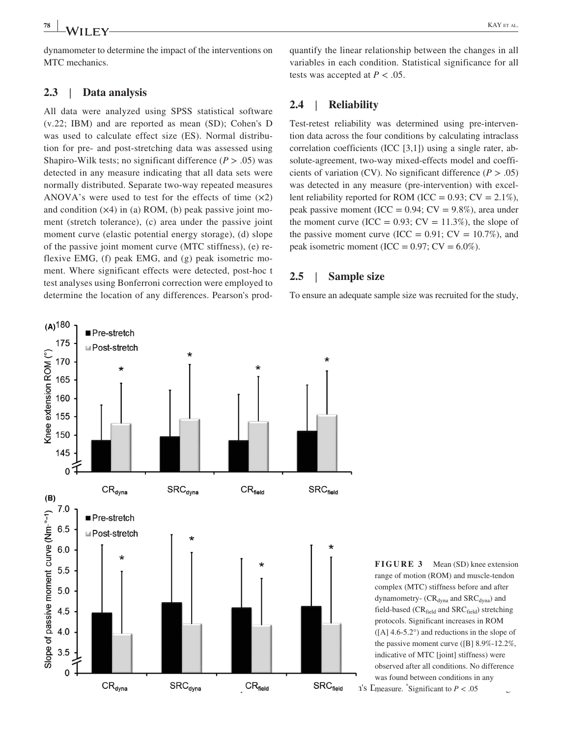dynamometer to determine the impact of the interventions on MTC mechanics.

### 2.3 | Data analysis

All data were analyzed using SPSS statistical software (v.22; IBM) and are reported as mean (SD); Cohen's D was used to calculate effect size (ES). Normal distribution for pre- and post-stretching data was assessed using Shapiro-Wilk tests; no significant difference ($P > .05$) was detected in any measure indicating that all data sets were normally distributed. Separate two-way repeated measures ANOVA's were used to test for the effects of time (×2) and condition (×4) in (a) ROM, (b) peak passive joint moment (stretch tolerance), (c) area under the passive joint moment curve (elastic potential energy storage), (d) slope of the passive joint moment curve (MTC stiffness), (e) reflexive EMG, (f) peak EMG, and (g) peak isometric moment. Where significant effects were detected, post-hoc t test analyses using Bonferroni correction were employed to determine the location of any differences. Pearson's product moment correlation was used to quantify the linear relationship between the changes in all variables in each condition. Statistical significance for all tests was accepted at $P < .05$.

### 2.4 | Reliability

Test-retest reliability was determined using pre-intervention data across the four conditions by calculating intraclass correlation coefficients (ICC [3,1]) using a single rater, absolute-agreement, two-way mixed-effects model and coefficients of variation (CV). No significant difference ($P > .05$) was detected in any measure (pre-intervention) with excellent reliability reported for ROM (ICC = 0.93; CV = 2.1%), peak passive moment (ICC = 0.94; CV = 9.8%), area under the moment curve (ICC = 0.93; CV = 11.3%), the slope of the passive moment curve (ICC = 0.91; CV = 10.7%), and peak isometric moment (ICC = 0.97; CV = 6.0%).

### 2.5 | Sample size

To ensure an adequate sample size was recruited for the study,

**FIGURE 3** Mean (SD) knee extension range of motion (ROM) and muscle-tendon complex (MTC) stiffness before and after dynamometry- ($CR_{dyna}$ and $SRC_{dyna}$) and field-based ($CR_{field}$ and $SRC_{field}$) stretching protocols. Significant increases in ROM ([A] 4.6-5.2°) and reductions in the slope of the passive moment curve ([B] 8.9%-12.2%, indicative of MTC [joint] stiffness) were observed after all conditions. No difference was found between conditions in any measure. *Significant to $P < .05$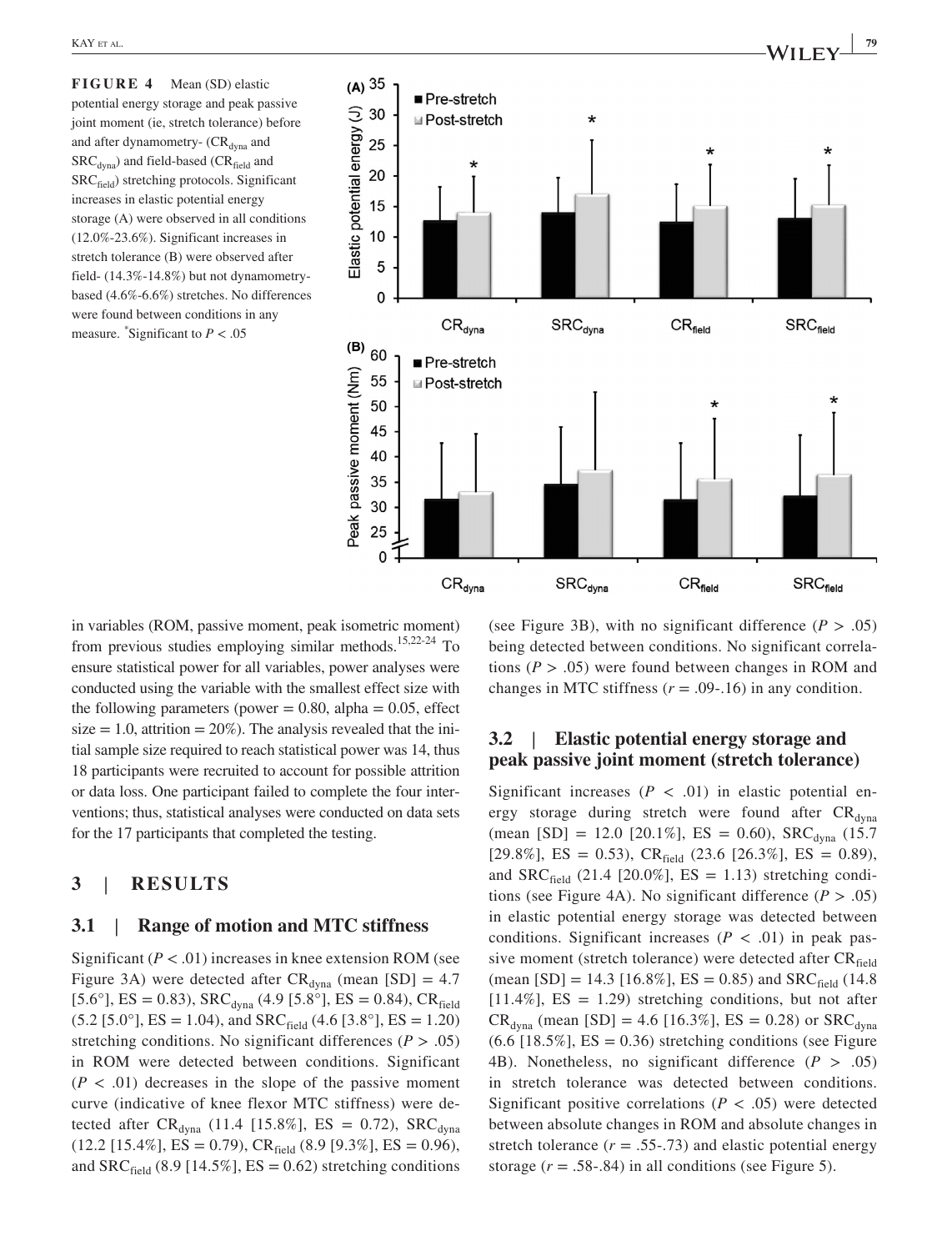**FIGURE 4** Mean (SD) elastic potential energy storage and peak passive joint moment (ie, stretch tolerance) before and after dynamometry- ($CR_{dyna}$ and $SRC_{dyna}$) and field-based ($CR_{field}$ and $SRC_{field}$) stretching protocols. Significant increases in elastic potential energy storage (A) were observed in all conditions (12.0%-23.6%). Significant increases in stretch tolerance (B) were observed after field- (14.3%-14.8%) but not dynamometry-based (4.6%-6.6%) stretches. No differences were found between conditions in any measure. *Significant to $P < .05$

in variables (ROM, passive moment, peak isometric moment) from previous studies employing similar methods.[15,22-24] To ensure statistical power for all variables, power analyses were conducted using the variable with the smallest effect size with the following parameters (power = 0.80, alpha = 0.05, effect size = 1.0, attrition = 20%). The analysis revealed that the initial sample size required to reach statistical power was 14, thus 18 participants were recruited to account for possible attrition or data loss. One participant failed to complete the four interventions; thus, statistical analyses were conducted on data sets for the 17 participants that completed the testing.

## 3 | RESULTS

### 3.1 | Range of motion and MTC stiffness

Significant ($P < .01$) increases in knee extension ROM (see Figure 3A) were detected after $CR_{dyna}$ (mean [SD] = 4.7 [5.6°], ES = 0.83), $SRC_{dyna}$ (4.9 [5.8°], ES = 0.84), $CR_{field}$ (5.2 [5.0°], ES = 1.04), and $SRC_{field}$ (4.6 [3.8°], ES = 1.20) stretching conditions. No significant differences ($P > .05$) in ROM were detected between conditions. Significant ($P < .01$) decreases in the slope of the passive moment curve (indicative of knee flexor MTC stiffness) were detected after $CR_{dyna}$ (11.4 [15.8%], ES = 0.72), $SRC_{dyna}$ (12.2 [15.4%], ES = 0.79), $CR_{field}$ (8.9 [9.3%], ES = 0.96), and $SRC_{field}$ (8.9 [14.5%], ES = 0.62) stretching conditions (see Figure 3B), with no significant difference ($P > .05$) being detected between conditions. No significant correlations ($P > .05$) were found between changes in ROM and changes in MTC stiffness ($r = .09$-$.16$) in any condition.

### 3.2 | Elastic potential energy storage and peak passive joint moment (stretch tolerance)

Significant increases ($P < .01$) in elastic potential energy storage during stretch were found after $CR_{dyna}$ (mean [SD] = 12.0 [20.1%], ES = 0.60), $SRC_{dyna}$ (15.7 [29.8%], ES = 0.53), $CR_{field}$ (23.6 [26.3%], ES = 0.89), and $SRC_{field}$ (21.4 [20.0%], ES = 1.13) stretching conditions (see Figure 4A). No significant difference ($P > .05$) in elastic potential energy storage was detected between conditions. Significant increases ($P < .01$) in peak passive moment (stretch tolerance) were detected after $CR_{field}$ (mean [SD] = 14.3 [16.8%], ES = 0.85) and $SRC_{field}$ (14.8 [11.4%], ES = 1.29) stretching conditions, but not after $CR_{dyna}$ (mean [SD] = 4.6 [16.3%], ES = 0.28) or $SRC_{dyna}$ (6.6 [18.5%], ES = 0.36) stretching conditions (see Figure 4B). Nonetheless, no significant difference ($P > .05$) in stretch tolerance was detected between conditions. Significant positive correlations ($P < .05$) were detected between absolute changes in ROM and absolute changes in stretch tolerance ($r = .55$-$.73$) and elastic potential energy storage ($r = .58$-$.84$) in all conditions (see Figure 5).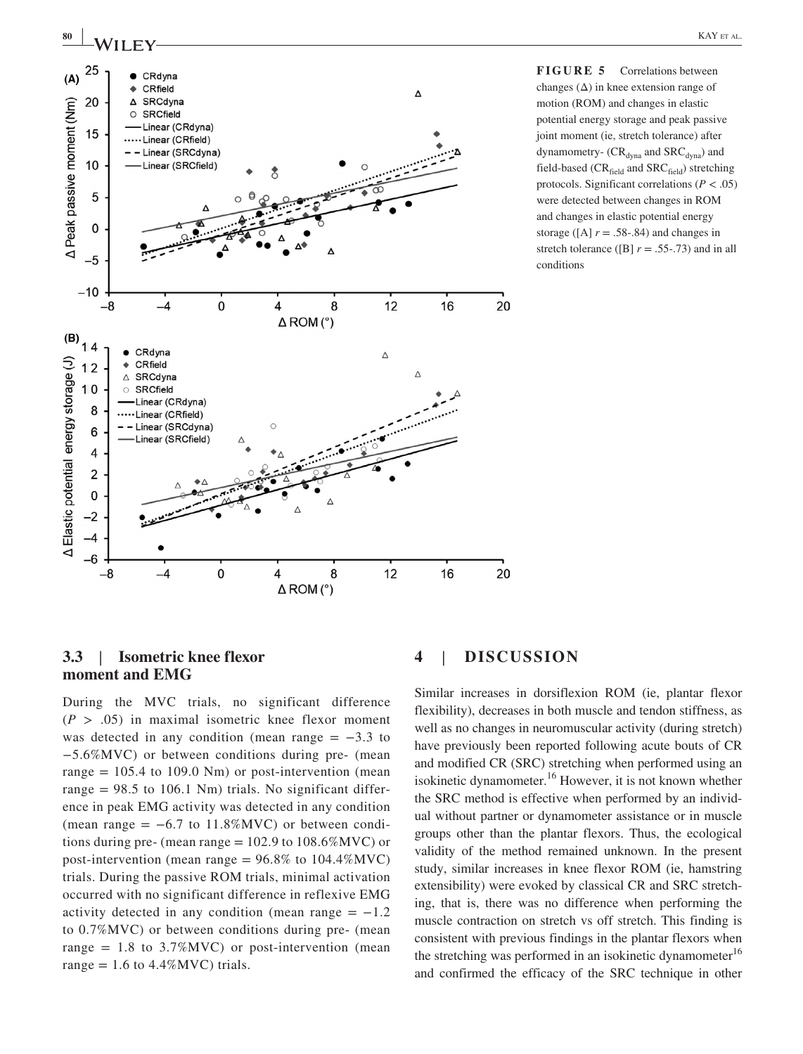**FIGURE 5** Correlations between changes (Δ) in knee extension range of motion (ROM) and changes in elastic potential energy storage and peak passive joint moment (ie, stretch tolerance) after dynamometry- ($CR_{dyna}$ and $SRC_{dyna}$) and field-based ($CR_{field}$ and $SRC_{field}$) stretching protocols. Significant correlations ($P < .05$) were detected between changes in ROM and changes in elastic potential energy storage ([A] $r = .58$-.84) and changes in stretch tolerance ([B] $r = .55$-.73) and in all conditions

### 3.3 | Isometric knee flexor moment and EMG

During the MVC trials, no significant difference ($P > .05$) in maximal isometric knee flexor moment was detected in any condition (mean range = −3.3 to −5.6%MVC) or between conditions during pre- (mean range = 105.4 to 109.0 Nm) or post-intervention (mean range = 98.5 to 106.1 Nm) trials. No significant difference in peak EMG activity was detected in any condition (mean range = −6.7 to 11.8%MVC) or between conditions during pre- (mean range = 102.9 to 108.6%MVC) or post-intervention (mean range = 96.8% to 104.4%MVC) trials. During the passive ROM trials, minimal activation occurred with no significant difference in reflexive EMG activity detected in any condition (mean range = −1.2 to 0.7%MVC) or between conditions during pre- (mean range = 1.8 to 3.7%MVC) or post-intervention (mean range = 1.6 to 4.4%MVC) trials.

## 4 | DISCUSSION

Similar increases in dorsiflexion ROM (ie, plantar flexor flexibility), decreases in both muscle and tendon stiffness, as well as no changes in neuromuscular activity (during stretch) have previously been reported following acute bouts of CR and modified CR (SRC) stretching when performed using an isokinetic dynamometer.[16] However, it is not known whether the SRC method is effective when performed by an individual without partner or dynamometer assistance or in muscle groups other than the plantar flexors. Thus, the ecological validity of the method remained unknown. In the present study, similar increases in knee flexor ROM (ie, hamstring extensibility) were evoked by classical CR and SRC stretching, that is, there was no difference when performing the muscle contraction on stretch vs off stretch. This finding is consistent with previous findings in the plantar flexors when the stretching was performed in an isokinetic dynamometer[16] and confirmed the efficacy of the SRC technique in other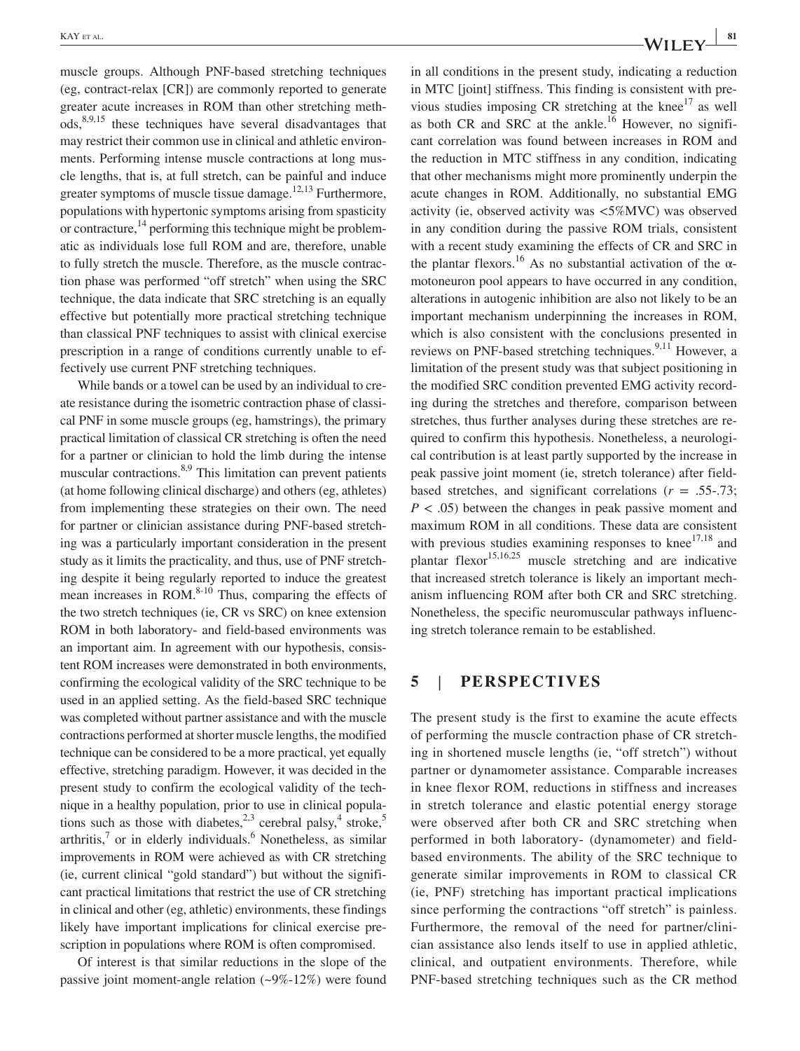muscle groups. Although PNF-based stretching techniques (eg, contract-relax [CR]) are commonly reported to generate greater acute increases in ROM than other stretching methods,[8,9,15] these techniques have several disadvantages that may restrict their common use in clinical and athletic environments. Performing intense muscle contractions at long muscle lengths, that is, at full stretch, can be painful and induce greater symptoms of muscle tissue damage.[12,13] Furthermore, populations with hypertonic symptoms arising from spasticity or contracture,[14] performing this technique might be problematic as individuals lose full ROM and are, therefore, unable to fully stretch the muscle. Therefore, as the muscle contraction phase was performed "off stretch" when using the SRC technique, the data indicate that SRC stretching is an equally effective but potentially more practical stretching technique than classical PNF techniques to assist with clinical exercise prescription in a range of conditions currently unable to effectively use current PNF stretching techniques.

While bands or a towel can be used by an individual to create resistance during the isometric contraction phase of classical PNF in some muscle groups (eg, hamstrings), the primary practical limitation of classical CR stretching is often the need for a partner or clinician to hold the limb during the intense muscular contractions.[8,9] This limitation can prevent patients (at home following clinical discharge) and others (eg, athletes) from implementing these strategies on their own. The need for partner or clinician assistance during PNF-based stretching was a particularly important consideration in the present study as it limits the practicality, and thus, use of PNF stretching despite it being regularly reported to induce the greatest mean increases in ROM.[8-10] Thus, comparing the effects of the two stretch techniques (ie, CR vs SRC) on knee extension ROM in both laboratory- and field-based environments was an important aim. In agreement with our hypothesis, consistent ROM increases were demonstrated in both environments, confirming the ecological validity of the SRC technique to be used in an applied setting. As the field-based SRC technique was completed without partner assistance and with the muscle contractions performed at shorter muscle lengths, the modified technique can be considered to be a more practical, yet equally effective, stretching paradigm. However, it was decided in the present study to confirm the ecological validity of the technique in a healthy population, prior to use in clinical populations such as those with diabetes,[2,3] cerebral palsy,[4] stroke,[5] arthritis,[7] or in elderly individuals.[6] Nonetheless, as similar improvements in ROM were achieved as with CR stretching (ie, current clinical "gold standard") but without the significant practical limitations that restrict the use of CR stretching in clinical and other (eg, athletic) environments, these findings likely have important implications for clinical exercise prescription in populations where ROM is often compromised.

Of interest is that similar reductions in the slope of the passive joint moment-angle relation (~9%-12%) were found in all conditions in the present study, indicating a reduction in MTC [joint] stiffness. This finding is consistent with previous studies imposing CR stretching at the knee[17] as well as both CR and SRC at the ankle.[16] However, no significant correlation was found between increases in ROM and the reduction in MTC stiffness in any condition, indicating that other mechanisms might more prominently underpin the acute changes in ROM. Additionally, no substantial EMG activity (ie, observed activity was <5%MVC) was observed in any condition during the passive ROM trials, consistent with a recent study examining the effects of CR and SRC in the plantar flexors.[16] As no substantial activation of the α-motoneuron pool appears to have occurred in any condition, alterations in autogenic inhibition are also not likely to be an important mechanism underpinning the increases in ROM, which is also consistent with the conclusions presented in reviews on PNF-based stretching techniques.[9,11] However, a limitation of the present study was that subject positioning in the modified SRC condition prevented EMG activity recording during the stretches and therefore, comparison between stretches, thus further analyses during these stretches are required to confirm this hypothesis. Nonetheless, a neurological contribution is at least partly supported by the increase in peak passive joint moment (ie, stretch tolerance) after field-based stretches, and significant correlations ($r$ = .55-.73; $P < .05$) between the changes in peak passive moment and maximum ROM in all conditions. These data are consistent with previous studies examining responses to knee[17,18] and plantar flexor[15,16,25] muscle stretching and are indicative that increased stretch tolerance is likely an important mechanism influencing ROM after both CR and SRC stretching. Nonetheless, the specific neuromuscular pathways influencing stretch tolerance remain to be established.

## 5 | PERSPECTIVES

The present study is the first to examine the acute effects of performing the muscle contraction phase of CR stretching in shortened muscle lengths (ie, "off stretch") without partner or dynamometer assistance. Comparable increases in knee flexor ROM, reductions in stiffness and increases in stretch tolerance and elastic potential energy storage were observed after both CR and SRC stretching when performed in both laboratory- (dynamometer) and field-based environments. The ability of the SRC technique to generate similar improvements in ROM to classical CR (ie, PNF) stretching has important practical implications since performing the contractions "off stretch" is painless. Furthermore, the removal of the need for partner/clinician assistance also lends itself to use in applied athletic, clinical, and outpatient environments. Therefore, while PNF-based stretching techniques such as the CR method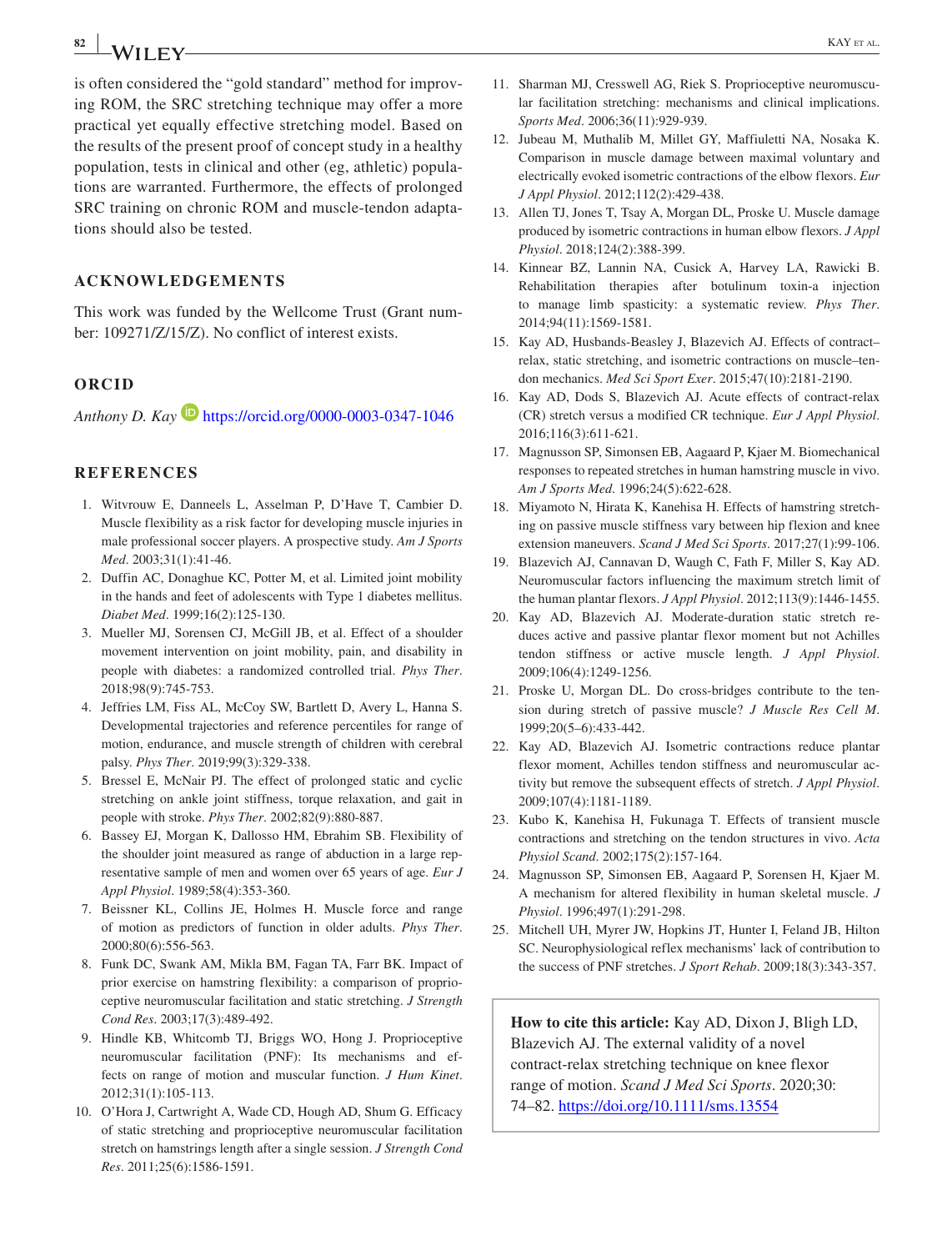is often considered the "gold standard" method for improving ROM, the SRC stretching technique may offer a more practical yet equally effective stretching model. Based on the results of the present proof of concept study in a healthy population, tests in clinical and other (eg, athletic) populations are warranted. Furthermore, the effects of prolonged SRC training on chronic ROM and muscle-tendon adaptations should also be tested.

## ACKNOWLEDGEMENTS

This work was funded by the Wellcome Trust (Grant number: 109271/Z/15/Z). No conflict of interest exists.

## ORCID

*Anthony D. Kay* https://orcid.org/0000-0003-0347-1046

## REFERENCES

1. Witvrouw E, Danneels L, Asselman P, D'Have T, Cambier D. Muscle flexibility as a risk factor for developing muscle injuries in male professional soccer players. A prospective study. *Am J Sports Med*. 2003;31(1):41-46.
2. Duffin AC, Donaghue KC, Potter M, et al. Limited joint mobility in the hands and feet of adolescents with Type 1 diabetes mellitus. *Diabet Med*. 1999;16(2):125-130.
3. Mueller MJ, Sorensen CJ, McGill JB, et al. Effect of a shoulder movement intervention on joint mobility, pain, and disability in people with diabetes: a randomized controlled trial. *Phys Ther*. 2018;98(9):745-753.
4. Jeffries LM, Fiss AL, McCoy SW, Bartlett D, Avery L, Hanna S. Developmental trajectories and reference percentiles for range of motion, endurance, and muscle strength of children with cerebral palsy. *Phys Ther*. 2019;99(3):329-338.
5. Bressel E, McNair PJ. The effect of prolonged static and cyclic stretching on ankle joint stiffness, torque relaxation, and gait in people with stroke. *Phys Ther*. 2002;82(9):880-887.
6. Bassey EJ, Morgan K, Dallosso HM, Ebrahim SB. Flexibility of the shoulder joint measured as range of abduction in a large representative sample of men and women over 65 years of age. *Eur J Appl Physiol*. 1989;58(4):353-360.
7. Beissner KL, Collins JE, Holmes H. Muscle force and range of motion as predictors of function in older adults. *Phys Ther*. 2000;80(6):556-563.
8. Funk DC, Swank AM, Mikla BM, Fagan TA, Farr BK. Impact of prior exercise on hamstring flexibility: a comparison of proprioceptive neuromuscular facilitation and static stretching. *J Strength Cond Res*. 2003;17(3):489-492.
9. Hindle KB, Whitcomb TJ, Briggs WO, Hong J. Proprioceptive neuromuscular facilitation (PNF): Its mechanisms and effects on range of motion and muscular function. *J Hum Kinet*. 2012;31(1):105-113.
10. O'Hora J, Cartwright A, Wade CD, Hough AD, Shum G. Efficacy of static stretching and proprioceptive neuromuscular facilitation stretch on hamstrings length after a single session. *J Strength Cond Res*. 2011;25(6):1586-1591.
11. Sharman MJ, Cresswell AG, Riek S. Proprioceptive neuromuscular facilitation stretching: mechanisms and clinical implications. *Sports Med*. 2006;36(11):929-939.
12. Jubeau M, Muthalib M, Millet GY, Maffiuletti NA, Nosaka K. Comparison in muscle damage between maximal voluntary and electrically evoked isometric contractions of the elbow flexors. *Eur J Appl Physiol*. 2012;112(2):429-438.
13. Allen TJ, Jones T, Tsay A, Morgan DL, Proske U. Muscle damage produced by isometric contractions in human elbow flexors. *J Appl Physiol*. 2018;124(2):388-399.
14. Kinnear BZ, Lannin NA, Cusick A, Harvey LA, Rawicki B. Rehabilitation therapies after botulinum toxin-a injection to manage limb spasticity: a systematic review. *Phys Ther*. 2014;94(11):1569-1581.
15. Kay AD, Husbands-Beasley J, Blazevich AJ. Effects of contract–relax, static stretching, and isometric contractions on muscle–tendon mechanics. *Med Sci Sport Exer*. 2015;47(10):2181-2190.
16. Kay AD, Dods S, Blazevich AJ. Acute effects of contract-relax (CR) stretch versus a modified CR technique. *Eur J Appl Physiol*. 2016;116(3):611-621.
17. Magnusson SP, Simonsen EB, Aagaard P, Kjaer M. Biomechanical responses to repeated stretches in human hamstring muscle in vivo. *Am J Sports Med*. 1996;24(5):622-628.
18. Miyamoto N, Hirata K, Kanehisa H. Effects of hamstring stretching on passive muscle stiffness vary between hip flexion and knee extension maneuvers. *Scand J Med Sci Sports*. 2017;27(1):99-106.
19. Blazevich AJ, Cannavan D, Waugh C, Fath F, Miller S, Kay AD. Neuromuscular factors influencing the maximum stretch limit of the human plantar flexors. *J Appl Physiol*. 2012;113(9):1446-1455.
20. Kay AD, Blazevich AJ. Moderate-duration static stretch reduces active and passive plantar flexor moment but not Achilles tendon stiffness or active muscle length. *J Appl Physiol*. 2009;106(4):1249-1256.
21. Proske U, Morgan DL. Do cross-bridges contribute to the tension during stretch of passive muscle? *J Muscle Res Cell M*. 1999;20(5–6):433-442.
22. Kay AD, Blazevich AJ. Isometric contractions reduce plantar flexor moment, Achilles tendon stiffness and neuromuscular activity but remove the subsequent effects of stretch. *J Appl Physiol*. 2009;107(4):1181-1189.
23. Kubo K, Kanehisa H, Fukunaga T. Effects of transient muscle contractions and stretching on the tendon structures in vivo. *Acta Physiol Scand*. 2002;175(2):157-164.
24. Magnusson SP, Simonsen EB, Aagaard P, Sorensen H, Kjaer M. A mechanism for altered flexibility in human skeletal muscle. *J Physiol*. 1996;497(1):291-298.
25. Mitchell UH, Myrer JW, Hopkins JT, Hunter I, Feland JB, Hilton SC. Neurophysiological reflex mechanisms' lack of contribution to the success of PNF stretches. *J Sport Rehab*. 2009;18(3):343-357.

**How to cite this article:** Kay AD, Dixon J, Bligh LD, Blazevich AJ. The external validity of a novel contract-relax stretching technique on knee flexor range of motion. *Scand J Med Sci Sports*. 2020;30:74–82. https://doi.org/10.1111/sms.13554